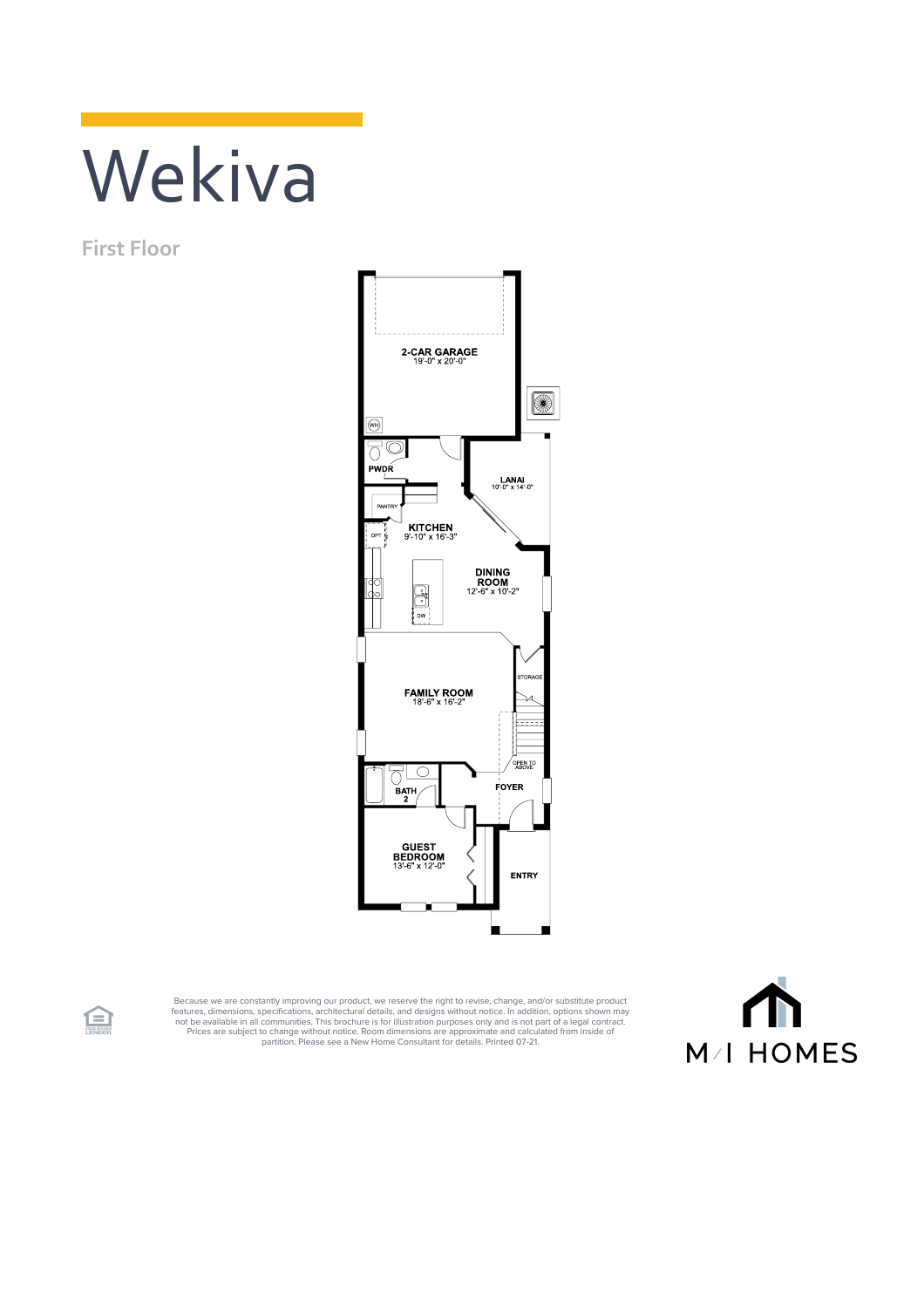# Wekiva

## First Floor

2-CAR GARAGE
19'-0" x 20'-0"

WH

PWDR

LANAI
10'-0" x 14'-0"

PANTRY

KITCHEN
9'-10" x 16'-3"

OPT

DINING ROOM
12'-6" x 10'-2"

DW

STORAGE

FAMILY ROOM
18'-6" x 16'-2"

OPEN TO ABOVE

BATH 2

FOYER

GUEST BEDROOM
13'-6" x 12'-0"

ENTRY

Because we are constantly improving our product, we reserve the right to revise, change, and/or substitute product features, dimensions, specifications, architectural details, and designs without notice. In addition, options shown may not be available in all communities. This brochure is for illustration purposes only and is not part of a legal contract. Prices are subject to change without notice. Room dimensions are approximate and calculated from inside of partition. Please see a New Home Consultant for details. Printed 07-21.

EQUAL HOUSING LENDER

M/I HOMES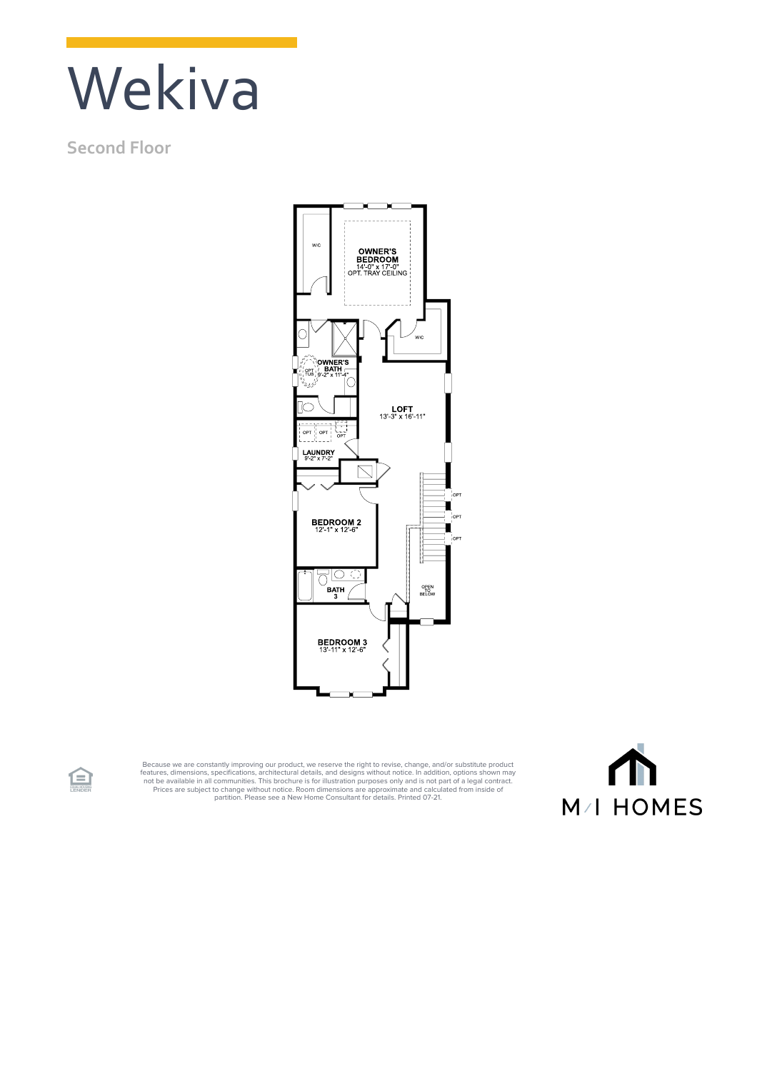# Wekiva

## Second Floor

OWNER'S BEDROOM
14'-0" x 17'-0"
OPT. TRAY CEILING

W/C

W/C

OWNER'S BATH
9'-2" x 11'-4"

OPT TUB

LOFT
13'-3" x 16'-11"

OPT OPT OPT

LAUNDRY
9'-2" x 7'-2"

OPT

OPT

OPT

BEDROOM 2
12'-1" x 12'-6"

BATH 3

OPEN TO BELOW

BEDROOM 3
13'-11" x 12'-6"

Because we are constantly improving our product, we reserve the right to revise, change, and/or substitute product features, dimensions, specifications, architectural details, and designs without notice. In addition, options shown may not be available in all communities. This brochure is for illustration purposes only and is not part of a legal contract. Prices are subject to change without notice. Room dimensions are approximate and calculated from inside of partition. Please see a New Home Consultant for details. Printed 07-21.

EQUAL HOUSING LENDER

M/I HOMES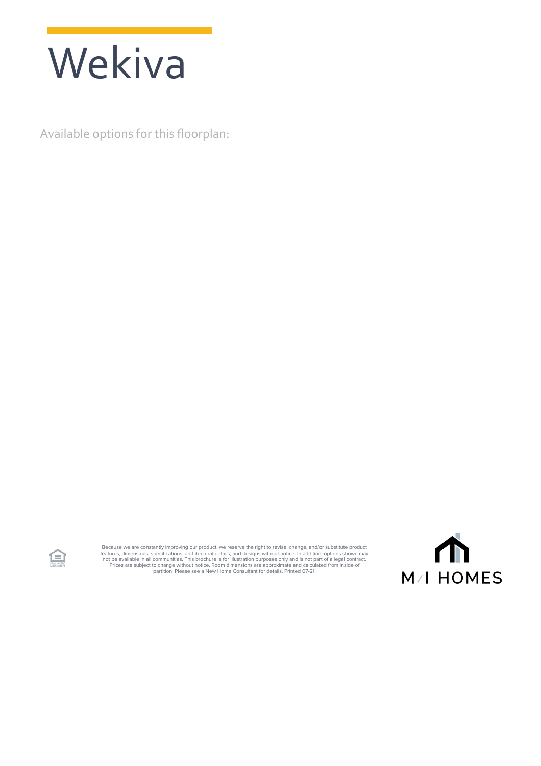# Wekiva

Available options for this floorplan:

Because we are constantly improving our product, we reserve the right to revise, change, and/or substitute product features, dimensions, specifications, architectural details, and designs without notice. In addition, options shown may not be available in all communities. This brochure is for illustration purposes only and is not part of a legal contract. Prices are subject to change without notice. Room dimensions are approximate and calculated from inside of partition. Please see a New Home Consultant for details. Printed 07-21.

M/I HOMES